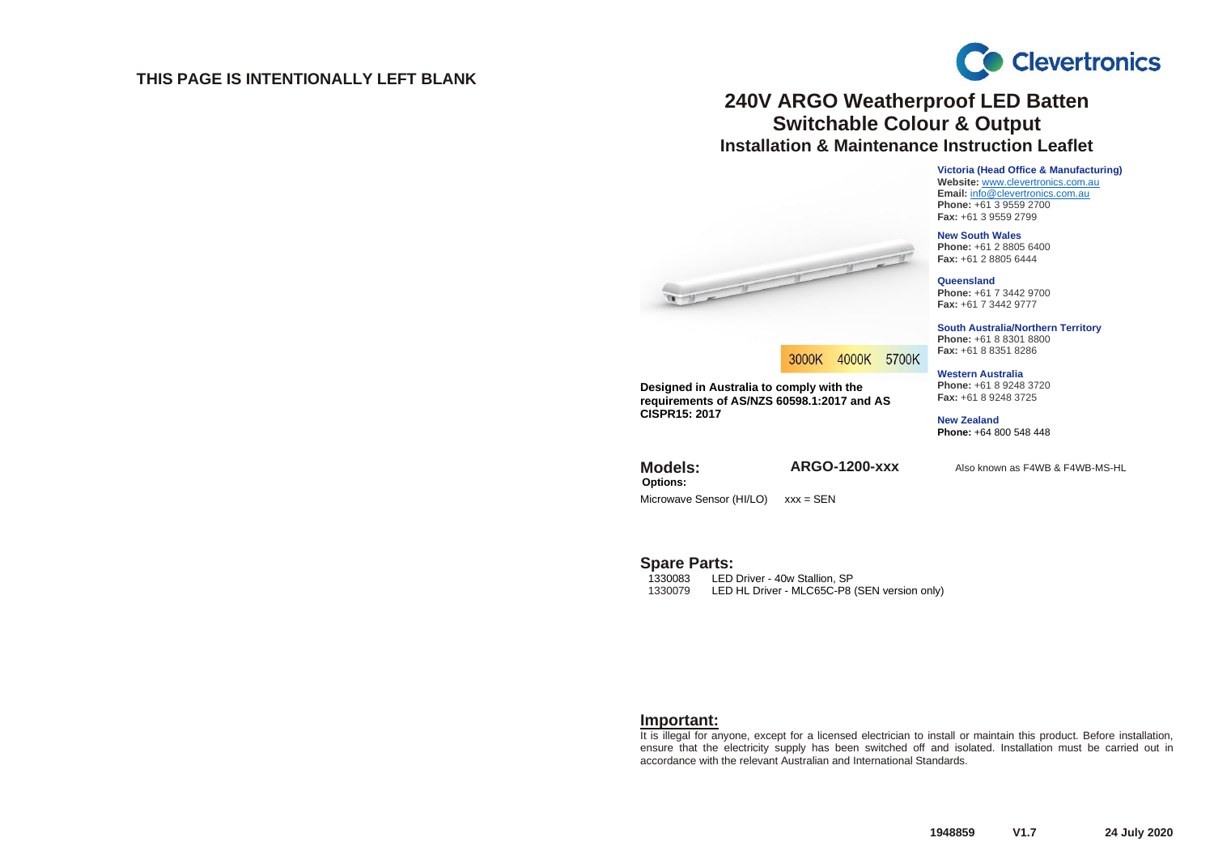THIS PAGE IS INTENTIONALLY LEFT BLANK

# 240V ARGO Weatherproof LED Batten
## Switchable Colour & Output
### Installation & Maintenance Instruction Leaflet

3000K 4000K 5700K

**Designed in Australia to comply with the requirements of AS/NZS 60598.1:2017 and AS CISPR15: 2017**

**Victoria (Head Office & Manufacturing)**
**Website:** www.clevertronics.com.au
**Email:** info@clevertronics.com.au
**Phone:** +61 3 9559 2700
**Fax:** +61 3 9559 2799

**New South Wales**
**Phone:** +61 2 8805 6400
**Fax:** +61 2 8805 6444

**Queensland**
**Phone:** +61 7 3442 9700
**Fax:** +61 7 3442 9777

**South Australia/Northern Territory**
**Phone:** +61 8 8301 8800
**Fax:** +61 8 8351 8286

**Western Australia**
**Phone:** +61 8 9248 3720
**Fax:** +61 8 9248 3725

**New Zealand**
**Phone:** +64 800 548 448

## Models: **ARGO-1200-xxx**

Also known as F4WB & F4WB-MS-HL

**Options:**

Microwave Sensor (HI/LO) xxx = SEN

## Spare Parts:

| | |
|---|---|
| 1330083 | LED Driver - 40w Stallion, SP |
| 1330079 | LED HL Driver - MLC65C-P8 (SEN version only) |

## Important:

It is illegal for anyone, except for a licensed electrician to install or maintain this product. Before installation, ensure that the electricity supply has been switched off and isolated. Installation must be carried out in accordance with the relevant Australian and International Standards.

**1948859 V1.7 24 July 2020**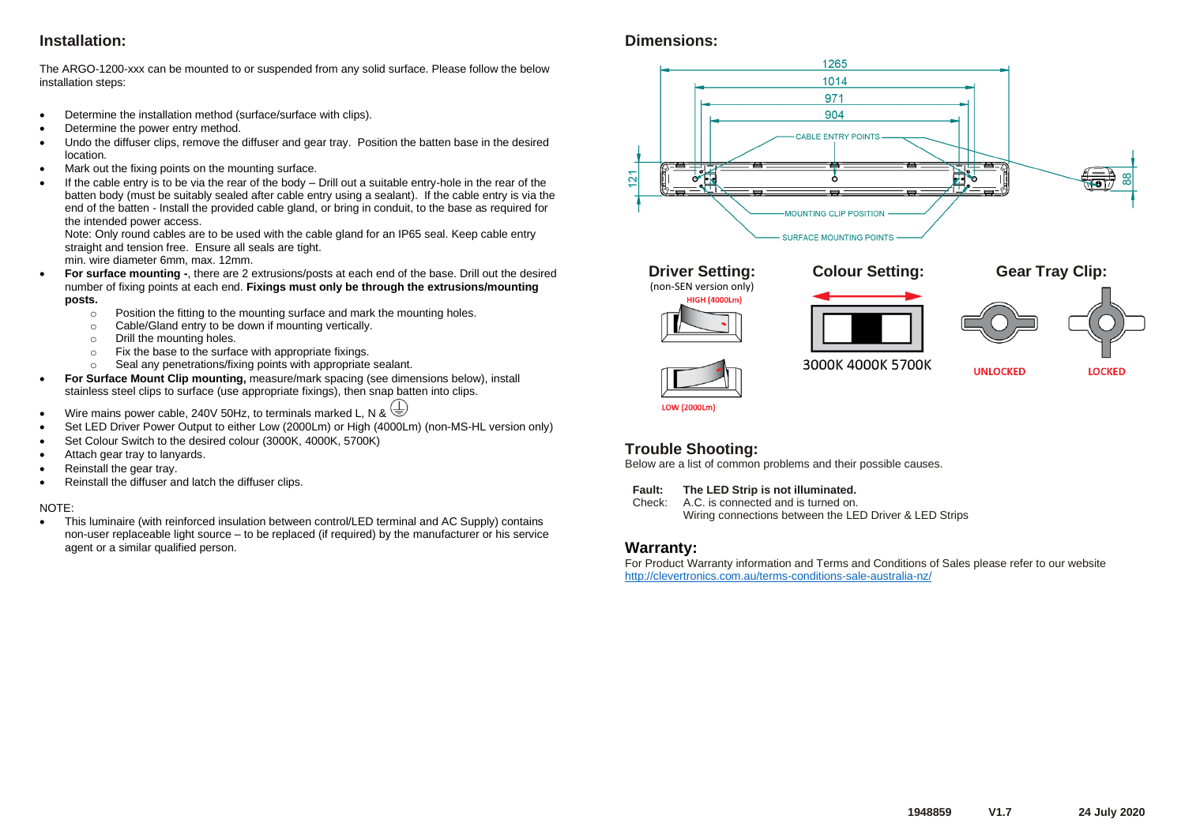## Installation:

The ARGO-1200-xxx can be mounted to or suspended from any solid surface. Please follow the below installation steps:

- Determine the installation method (surface/surface with clips).
- Determine the power entry method.
- Undo the diffuser clips, remove the diffuser and gear tray. Position the batten base in the desired location.
- Mark out the fixing points on the mounting surface.
- If the cable entry is to be via the rear of the body – Drill out a suitable entry-hole in the rear of the batten body (must be suitably sealed after cable entry using a sealant). If the cable entry is via the end of the batten - Install the provided cable gland, or bring in conduit, to the base as required for the intended power access.
  Note: Only round cables are to be used with the cable gland for an IP65 seal. Keep cable entry straight and tension free. Ensure all seals are tight.
  min. wire diameter 6mm, max. 12mm.
- **For surface mounting -**, there are 2 extrusions/posts at each end of the base. Drill out the desired number of fixing points at each end. **Fixings must only be through the extrusions/mounting posts.**
  - Position the fitting to the mounting surface and mark the mounting holes.
  - Cable/Gland entry to be down if mounting vertically.
  - Drill the mounting holes.
  - Fix the base to the surface with appropriate fixings.
  - Seal any penetrations/fixing points with appropriate sealant.
- **For Surface Mount Clip mounting,** measure/mark spacing (see dimensions below), install stainless steel clips to surface (use appropriate fixings), then snap batten into clips.
- Wire mains power cable, 240V 50Hz, to terminals marked L, N & ⏚
- Set LED Driver Power Output to either Low (2000Lm) or High (4000Lm) (non-MS-HL version only)
- Set Colour Switch to the desired colour (3000K, 4000K, 5700K)
- Attach gear tray to lanyards.
- Reinstall the gear tray.
- Reinstall the diffuser and latch the diffuser clips.

NOTE:

- This luminaire (with reinforced insulation between control/LED terminal and AC Supply) contains non-user replaceable light source – to be replaced (if required) by the manufacturer or his service agent or a similar qualified person.

## Dimensions:

1265
1014
971
904
CABLE ENTRY POINTS
121
88
MOUNTING CLIP POSITION
SURFACE MOUNTING POINTS

**Driver Setting:**
(non-SEN version only)
HIGH (4000Lm)
LOW (2000Lm)

**Colour Setting:**
3000K 4000K 5700K

**Gear Tray Clip:**
UNLOCKED
LOCKED

## Trouble Shooting:

Below are a list of common problems and their possible causes.

**Fault:** **The LED Strip is not illuminated.**
Check: A.C. is connected and is turned on.
Wiring connections between the LED Driver & LED Strips

## Warranty:

For Product Warranty information and Terms and Conditions of Sales please refer to our website
http://clevertronics.com.au/terms-conditions-sale-australia-nz/

1948859 V1.7 24 July 2020